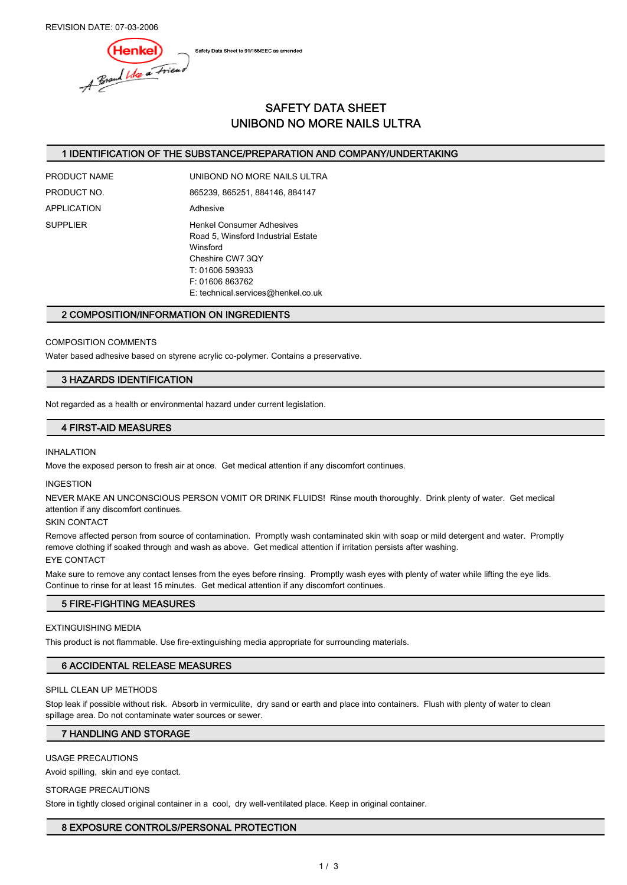REVISION DATE: 07-03-2006

Safety Data Sheet to 91/155/EEC as amended

# SAFETY DATA SHEET
# UNIBOND NO MORE NAILS ULTRA

## 1 IDENTIFICATION OF THE SUBSTANCE/PREPARATION AND COMPANY/UNDERTAKING

PRODUCT NAME UNIBOND NO MORE NAILS ULTRA

PRODUCT NO. 865239, 865251, 884146, 884147

APPLICATION Adhesive

SUPPLIER Henkel Consumer Adhesives
Road 5, Winsford Industrial Estate
Winsford
Cheshire CW7 3QY
T: 01606 593933
F: 01606 863762
E: technical.services@henkel.co.uk

## 2 COMPOSITION/INFORMATION ON INGREDIENTS

COMPOSITION COMMENTS

Water based adhesive based on styrene acrylic co-polymer. Contains a preservative.

## 3 HAZARDS IDENTIFICATION

Not regarded as a health or environmental hazard under current legislation.

## 4 FIRST-AID MEASURES

INHALATION

Move the exposed person to fresh air at once. Get medical attention if any discomfort continues.

INGESTION

NEVER MAKE AN UNCONSCIOUS PERSON VOMIT OR DRINK FLUIDS! Rinse mouth thoroughly. Drink plenty of water. Get medical attention if any discomfort continues.

SKIN CONTACT

Remove affected person from source of contamination. Promptly wash contaminated skin with soap or mild detergent and water. Promptly remove clothing if soaked through and wash as above. Get medical attention if irritation persists after washing.

EYE CONTACT

Make sure to remove any contact lenses from the eyes before rinsing. Promptly wash eyes with plenty of water while lifting the eye lids. Continue to rinse for at least 15 minutes. Get medical attention if any discomfort continues.

## 5 FIRE-FIGHTING MEASURES

EXTINGUISHING MEDIA

This product is not flammable. Use fire-extinguishing media appropriate for surrounding materials.

## 6 ACCIDENTAL RELEASE MEASURES

SPILL CLEAN UP METHODS

Stop leak if possible without risk. Absorb in vermiculite, dry sand or earth and place into containers. Flush with plenty of water to clean spillage area. Do not contaminate water sources or sewer.

## 7 HANDLING AND STORAGE

USAGE PRECAUTIONS

Avoid spilling, skin and eye contact.

STORAGE PRECAUTIONS

Store in tightly closed original container in a cool, dry well-ventilated place. Keep in original container.

## 8 EXPOSURE CONTROLS/PERSONAL PROTECTION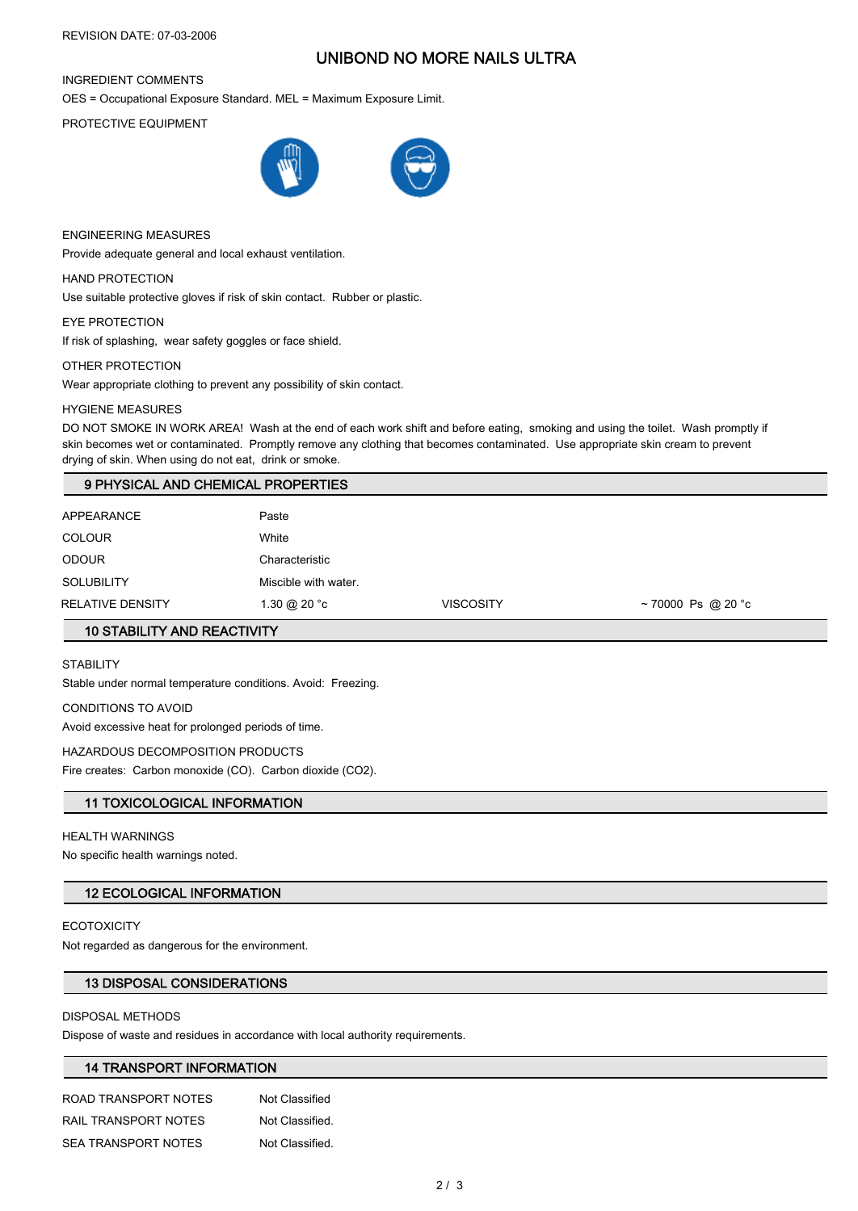REVISION DATE: 07-03-2006

# UNIBOND NO MORE NAILS ULTRA

INGREDIENT COMMENTS

OES = Occupational Exposure Standard. MEL = Maximum Exposure Limit.

PROTECTIVE EQUIPMENT

ENGINEERING MEASURES

Provide adequate general and local exhaust ventilation.

HAND PROTECTION

Use suitable protective gloves if risk of skin contact. Rubber or plastic.

EYE PROTECTION

If risk of splashing, wear safety goggles or face shield.

OTHER PROTECTION

Wear appropriate clothing to prevent any possibility of skin contact.

HYGIENE MEASURES

DO NOT SMOKE IN WORK AREA! Wash at the end of each work shift and before eating, smoking and using the toilet. Wash promptly if skin becomes wet or contaminated. Promptly remove any clothing that becomes contaminated. Use appropriate skin cream to prevent drying of skin. When using do not eat, drink or smoke.

## 9 PHYSICAL AND CHEMICAL PROPERTIES

| | | | |
|---|---|---|---|
| APPEARANCE | Paste | | |
| COLOUR | White | | |
| ODOUR | Characteristic | | |
| SOLUBILITY | Miscible with water. | | |
| RELATIVE DENSITY | 1.30 @ 20 °c | VISCOSITY | ~ 70000 Ps @ 20 °c |

## 10 STABILITY AND REACTIVITY

STABILITY

Stable under normal temperature conditions. Avoid: Freezing.

CONDITIONS TO AVOID

Avoid excessive heat for prolonged periods of time.

HAZARDOUS DECOMPOSITION PRODUCTS

Fire creates: Carbon monoxide (CO). Carbon dioxide ($CO_2$).

## 11 TOXICOLOGICAL INFORMATION

HEALTH WARNINGS

No specific health warnings noted.

## 12 ECOLOGICAL INFORMATION

ECOTOXICITY

Not regarded as dangerous for the environment.

## 13 DISPOSAL CONSIDERATIONS

DISPOSAL METHODS

Dispose of waste and residues in accordance with local authority requirements.

## 14 TRANSPORT INFORMATION

| | |
|---|---|
| ROAD TRANSPORT NOTES | Not Classified |
| RAIL TRANSPORT NOTES | Not Classified. |
| SEA TRANSPORT NOTES | Not Classified. |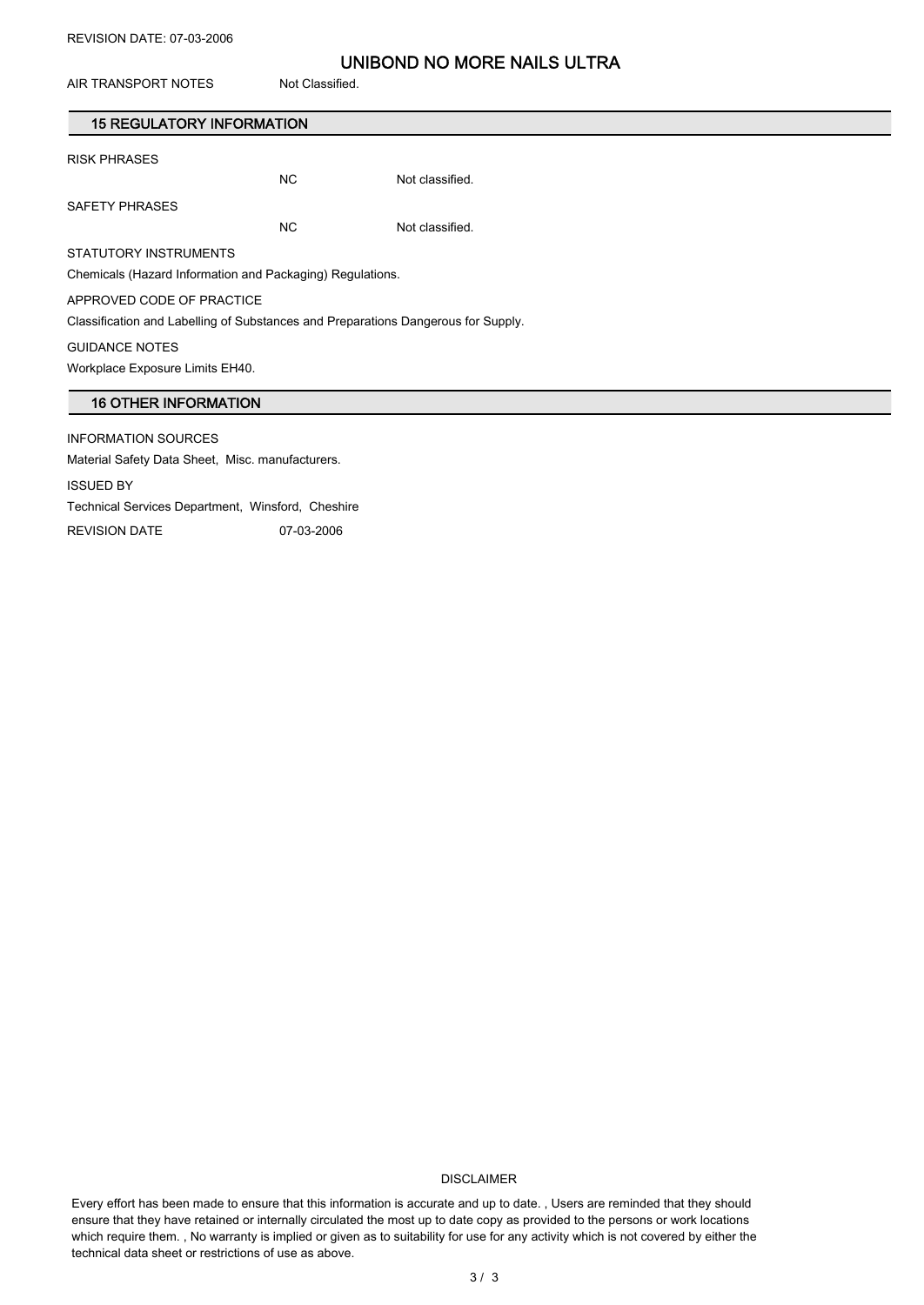AIR TRANSPORT NOTES Not Classified.

## 15 REGULATORY INFORMATION

RISK PHRASES

| | |
|---|---|
| NC | Not classified. |

SAFETY PHRASES

| | |
|---|---|
| NC | Not classified. |

STATUTORY INSTRUMENTS

Chemicals (Hazard Information and Packaging) Regulations.

APPROVED CODE OF PRACTICE

Classification and Labelling of Substances and Preparations Dangerous for Supply.

GUIDANCE NOTES

Workplace Exposure Limits EH40.

## 16 OTHER INFORMATION

INFORMATION SOURCES

Material Safety Data Sheet, Misc. manufacturers.

ISSUED BY

Technical Services Department, Winsford, Cheshire

REVISION DATE 07-03-2006

DISCLAIMER

Every effort has been made to ensure that this information is accurate and up to date. , Users are reminded that they should ensure that they have retained or internally circulated the most up to date copy as provided to the persons or work locations which require them. , No warranty is implied or given as to suitability for use for any activity which is not covered by either the technical data sheet or restrictions of use as above.